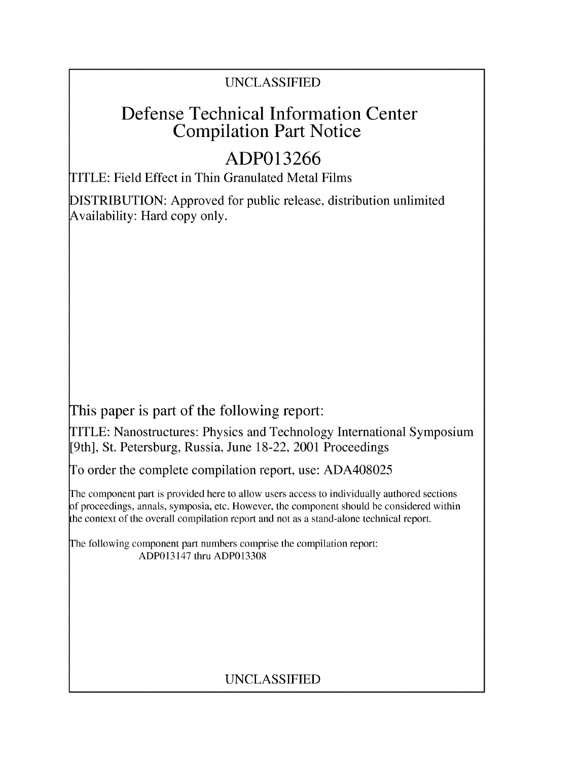UNCLASSIFIED

# Defense Technical Information Center Compilation Part Notice

## ADP013266

TITLE: Field Effect in Thin Granulated Metal Films

DISTRIBUTION: Approved for public release, distribution unlimited
Availability: Hard copy only.

This paper is part of the following report:

TITLE: Nanostructures: Physics and Technology International Symposium [9th], St. Petersburg, Russia, June 18-22, 2001 Proceedings

To order the complete compilation report, use: ADA408025

The component part is provided here to allow users access to individually authored sections of proceedings, annals, symposia, etc. However, the component should be considered within the context of the overall compilation report and not as a stand-alone technical report.

The following component part numbers comprise the compilation report:
ADP013147 thru ADP013308

UNCLASSIFIED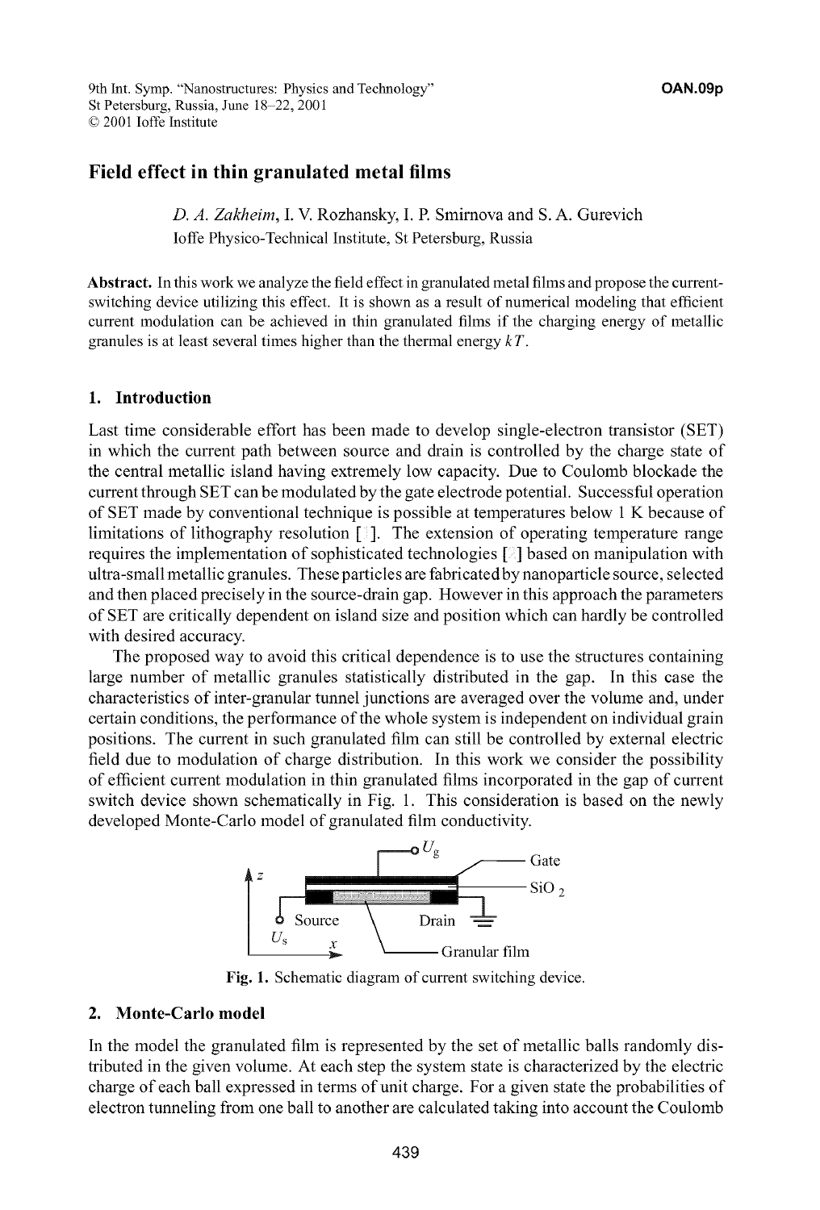# Field effect in thin granulated metal films

*D. A. Zakheim*, I. V. Rozhansky, I. P. Smirnova and S. A. Gurevich

Ioffe Physico-Technical Institute, St Petersburg, Russia

**Abstract.** In this work we analyze the field effect in granulated metal films and propose the current-switching device utilizing this effect. It is shown as a result of numerical modeling that efficient current modulation can be achieved in thin granulated films if the charging energy of metallic granules is at least several times higher than the thermal energy $kT$.

## 1. Introduction

Last time considerable effort has been made to develop single-electron transistor (SET) in which the current path between source and drain is controlled by the charge state of the central metallic island having extremely low capacity. Due to Coulomb blockade the current through SET can be modulated by the gate electrode potential. Successful operation of SET made by conventional technique is possible at temperatures below 1 K because of limitations of lithography resolution [1]. The extension of operating temperature range requires the implementation of sophisticated technologies [2] based on manipulation with ultra-small metallic granules. These particles are fabricated by nanoparticle source, selected and then placed precisely in the source-drain gap. However in this approach the parameters of SET are critically dependent on island size and position which can hardly be controlled with desired accuracy.

The proposed way to avoid this critical dependence is to use the structures containing large number of metallic granules statistically distributed in the gap. In this case the characteristics of inter-granular tunnel junctions are averaged over the volume and, under certain conditions, the performance of the whole system is independent on individual grain positions. The current in such granulated film can still be controlled by external electric field due to modulation of charge distribution. In this work we consider the possibility of efficient current modulation in thin granulated films incorporated in the gap of current switch device shown schematically in Fig. 1. This consideration is based on the newly developed Monte-Carlo model of granulated film conductivity.

Fig. 1. Schematic diagram of current switching device.

## 2. Monte-Carlo model

In the model the granulated film is represented by the set of metallic balls randomly distributed in the given volume. At each step the system state is characterized by the electric charge of each ball expressed in terms of unit charge. For a given state the probabilities of electron tunneling from one ball to another are calculated taking into account the Coulomb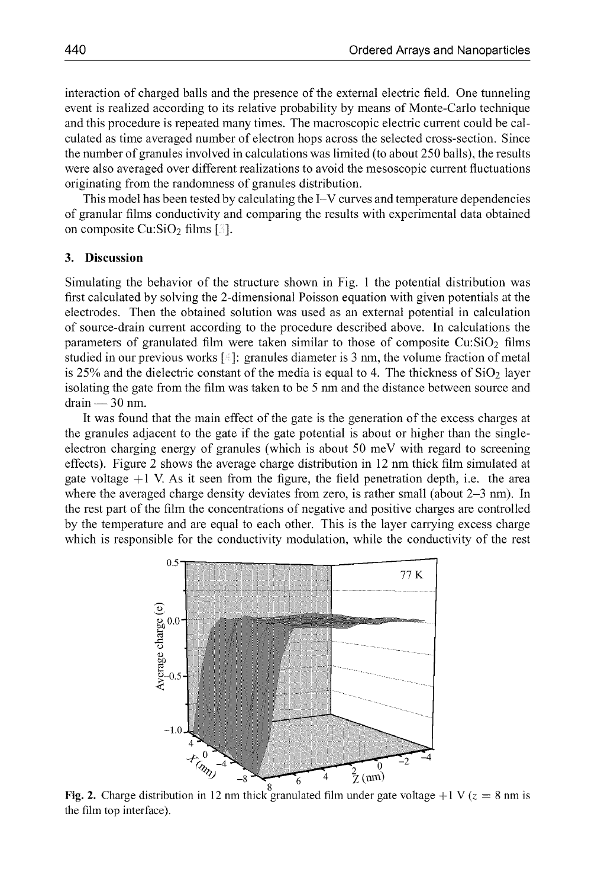interaction of charged balls and the presence of the external electric field. One tunneling event is realized according to its relative probability by means of Monte-Carlo technique and this procedure is repeated many times. The macroscopic electric current could be calculated as time averaged number of electron hops across the selected cross-section. Since the number of granules involved in calculations was limited (to about 250 balls), the results were also averaged over different realizations to avoid the mesoscopic current fluctuations originating from the randomness of granules distribution.

This model has been tested by calculating the I–V curves and temperature dependencies of granular films conductivity and comparing the results with experimental data obtained on composite Cu:$SiO_2$ films [3].

## 3. Discussion

Simulating the behavior of the structure shown in Fig. 1 the potential distribution was first calculated by solving the 2-dimensional Poisson equation with given potentials at the electrodes. Then the obtained solution was used as an external potential in calculation of source-drain current according to the procedure described above. In calculations the parameters of granulated film were taken similar to those of composite Cu:$SiO_2$ films studied in our previous works [4]: granules diameter is 3 nm, the volume fraction of metal is 25% and the dielectric constant of the media is equal to 4. The thickness of $SiO_2$ layer isolating the gate from the film was taken to be 5 nm and the distance between source and drain — 30 nm.

It was found that the main effect of the gate is the generation of the excess charges at the granules adjacent to the gate if the gate potential is about or higher than the single-electron charging energy of granules (which is about 50 meV with regard to screening effects). Figure 2 shows the average charge distribution in 12 nm thick film simulated at gate voltage +1 V. As it seen from the figure, the field penetration depth, i.e. the area where the averaged charge density deviates from zero, is rather small (about 2–3 nm). In the rest part of the film the concentrations of negative and positive charges are controlled by the temperature and are equal to each other. This is the layer carrying excess charge which is responsible for the conductivity modulation, while the conductivity of the rest

**Fig. 2.** Charge distribution in 12 nm thick granulated film under gate voltage +1 V ($z = 8$ nm is the film top interface).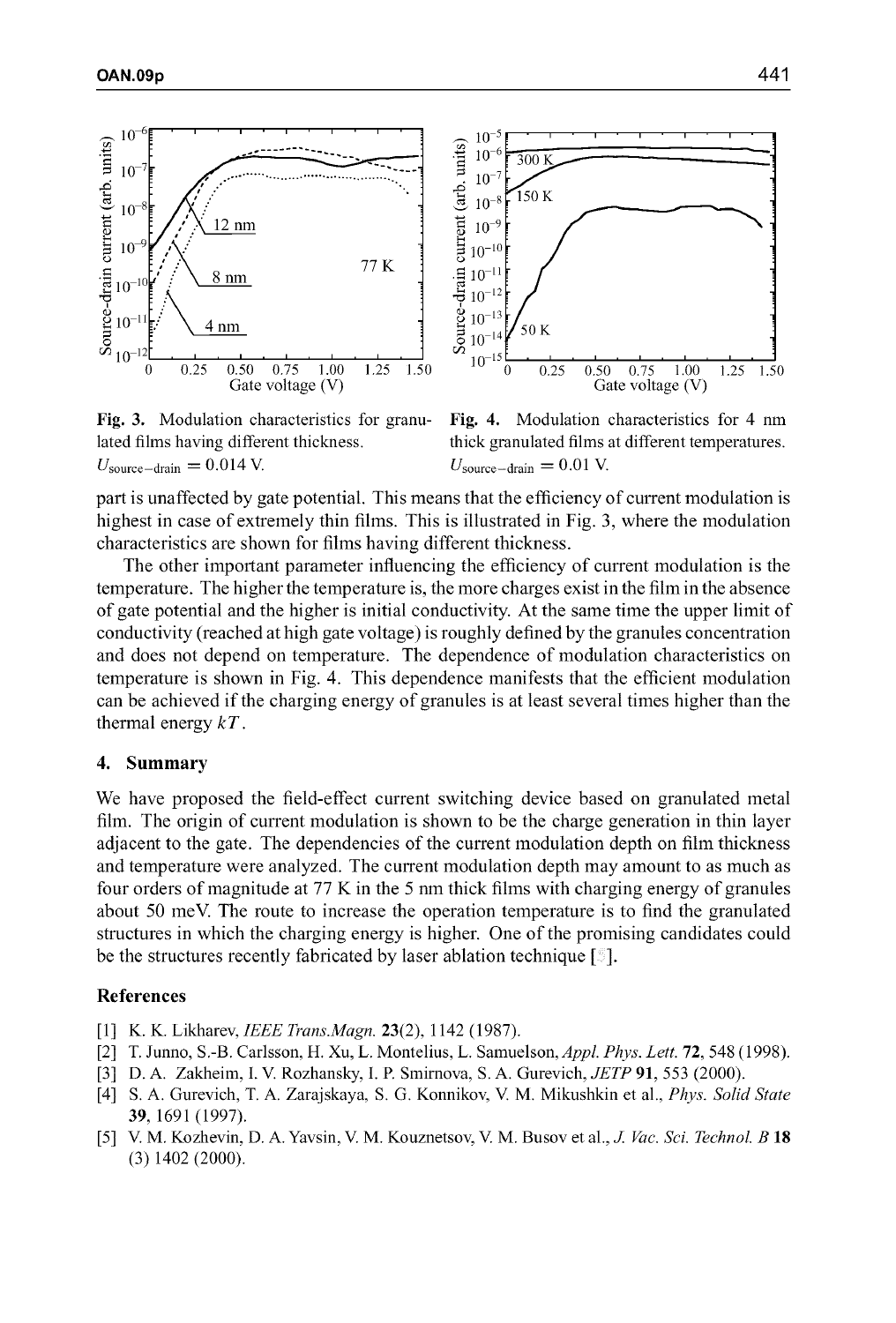Source-drain current (arb. units)

$10^{-6}$

$10^{-7}$

$10^{-8}$

$10^{-9}$

$10^{-10}$

$10^{-11}$

$10^{-12}$

12 nm

8 nm

4 nm

77 K

0 0.25 0.50 0.75 1.00 1.25 1.50

Gate voltage (V)

**Fig. 3.** Modulation characteristics for granulated films having different thickness. $U_{\text{source-drain}} = 0.014$ V.

Source-drain current (arb. units)

$10^{-5}$

$10^{-6}$

$10^{-7}$

$10^{-8}$

$10^{-9}$

$10^{-10}$

$10^{-11}$

$10^{-12}$

$10^{-13}$

$10^{-14}$

$10^{-15}$

300 K

150 K

50 K

0 0.25 0.50 0.75 1.00 1.25 1.50

Gate voltage (V)

**Fig. 4.** Modulation characteristics for 4 nm thick granulated films at different temperatures. $U_{\text{source-drain}} = 0.01$ V.

part is unaffected by gate potential. This means that the efficiency of current modulation is highest in case of extremely thin films. This is illustrated in Fig. 3, where the modulation characteristics are shown for films having different thickness.

The other important parameter influencing the efficiency of current modulation is the temperature. The higher the temperature is, the more charges exist in the film in the absence of gate potential and the higher is initial conductivity. At the same time the upper limit of conductivity (reached at high gate voltage) is roughly defined by the granules concentration and does not depend on temperature. The dependence of modulation characteristics on temperature is shown in Fig. 4. This dependence manifests that the efficient modulation can be achieved if the charging energy of granules is at least several times higher than the thermal energy $kT$.

## 4. Summary

We have proposed the field-effect current switching device based on granulated metal film. The origin of current modulation is shown to be the charge generation in thin layer adjacent to the gate. The dependencies of the current modulation depth on film thickness and temperature were analyzed. The current modulation depth may amount to as much as four orders of magnitude at 77 K in the 5 nm thick films with charging energy of granules about 50 meV. The route to increase the operation temperature is to find the granulated structures in which the charging energy is higher. One of the promising candidates could be the structures recently fabricated by laser ablation technique [5].

## References

[1] K. K. Likharev, *IEEE Trans.Magn.* **23**(2), 1142 (1987).

[2] T. Junno, S.-B. Carlsson, H. Xu, L. Montelius, L. Samuelson, *Appl. Phys. Lett.* **72**, 548 (1998).

[3] D. A. Zakheim, I. V. Rozhansky, I. P. Smirnova, S. A. Gurevich, *JETP* **91**, 553 (2000).

[4] S. A. Gurevich, T. A. Zarajskaya, S. G. Konnikov, V. M. Mikushkin et al., *Phys. Solid State* **39**, 1691 (1997).

[5] V. M. Kozhevin, D. A. Yavsin, V. M. Kouznetsov, V. M. Busov et al., *J. Vac. Sci. Technol. B* **18** (3) 1402 (2000).